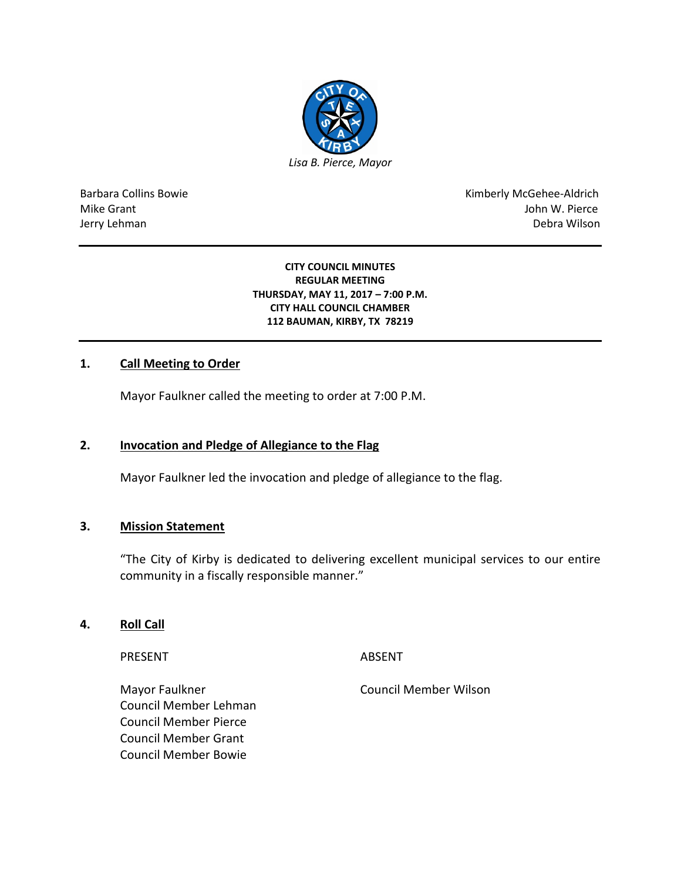*Lisa B. Pierce, Mayor*

| | |
|---|---|
| Barbara Collins Bowie | Kimberly McGehee-Aldrich |
| Mike Grant | John W. Pierce |
| Jerry Lehman | Debra Wilson |

**CITY COUNCIL MINUTES**
**REGULAR MEETING**
**THURSDAY, MAY 11, 2017 – 7:00 P.M.**
**CITY HALL COUNCIL CHAMBER**
**112 BAUMAN, KIRBY, TX 78219**

## 1. Call Meeting to Order

Mayor Faulkner called the meeting to order at 7:00 P.M.

## 2. Invocation and Pledge of Allegiance to the Flag

Mayor Faulkner led the invocation and pledge of allegiance to the flag.

## 3. Mission Statement

"The City of Kirby is dedicated to delivering excellent municipal services to our entire community in a fiscally responsible manner."

## 4. Roll Call

| PRESENT | ABSENT |
|---|---|
| Mayor Faulkner | Council Member Wilson |
| Council Member Lehman | |
| Council Member Pierce | |
| Council Member Grant | |
| Council Member Bowie | |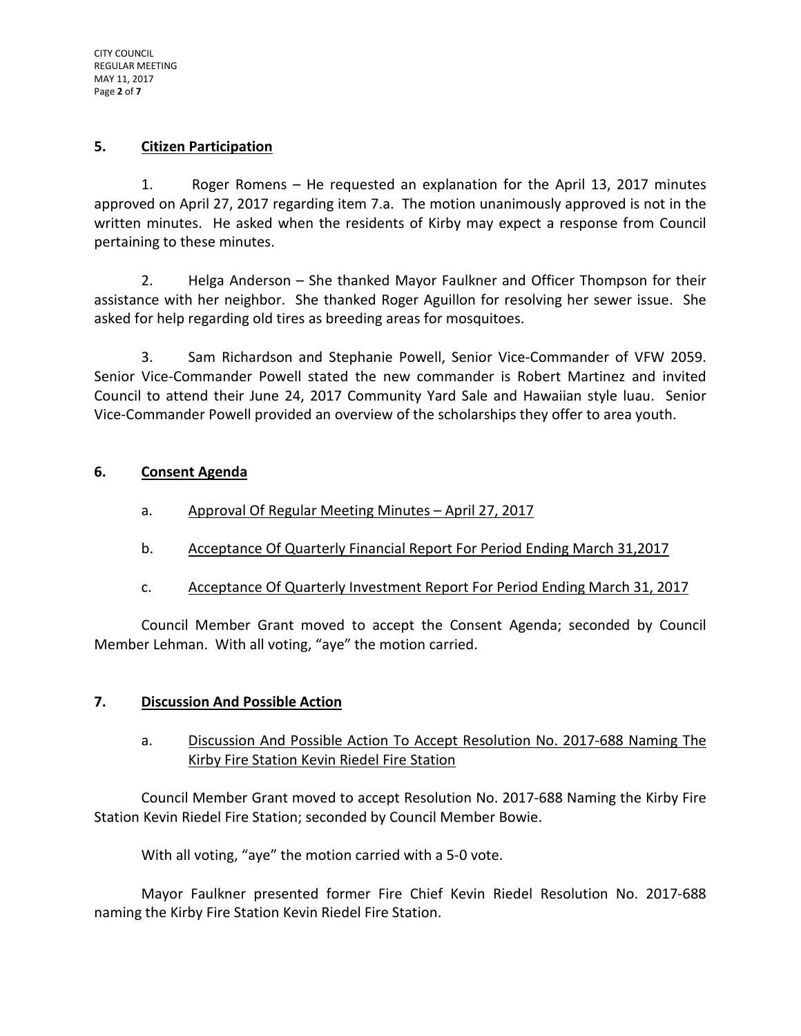## 5. Citizen Participation

1. Roger Romens – He requested an explanation for the April 13, 2017 minutes approved on April 27, 2017 regarding item 7.a. The motion unanimously approved is not in the written minutes. He asked when the residents of Kirby may expect a response from Council pertaining to these minutes.

2. Helga Anderson – She thanked Mayor Faulkner and Officer Thompson for their assistance with her neighbor. She thanked Roger Aguillon for resolving her sewer issue. She asked for help regarding old tires as breeding areas for mosquitoes.

3. Sam Richardson and Stephanie Powell, Senior Vice-Commander of VFW 2059. Senior Vice-Commander Powell stated the new commander is Robert Martinez and invited Council to attend their June 24, 2017 Community Yard Sale and Hawaiian style luau. Senior Vice-Commander Powell provided an overview of the scholarships they offer to area youth.

## 6. Consent Agenda

a. Approval Of Regular Meeting Minutes – April 27, 2017

b. Acceptance Of Quarterly Financial Report For Period Ending March 31,2017

c. Acceptance Of Quarterly Investment Report For Period Ending March 31, 2017

Council Member Grant moved to accept the Consent Agenda; seconded by Council Member Lehman. With all voting, "aye" the motion carried.

## 7. Discussion And Possible Action

a. Discussion And Possible Action To Accept Resolution No. 2017-688 Naming The Kirby Fire Station Kevin Riedel Fire Station

Council Member Grant moved to accept Resolution No. 2017-688 Naming the Kirby Fire Station Kevin Riedel Fire Station; seconded by Council Member Bowie.

With all voting, "aye" the motion carried with a 5-0 vote.

Mayor Faulkner presented former Fire Chief Kevin Riedel Resolution No. 2017-688 naming the Kirby Fire Station Kevin Riedel Fire Station.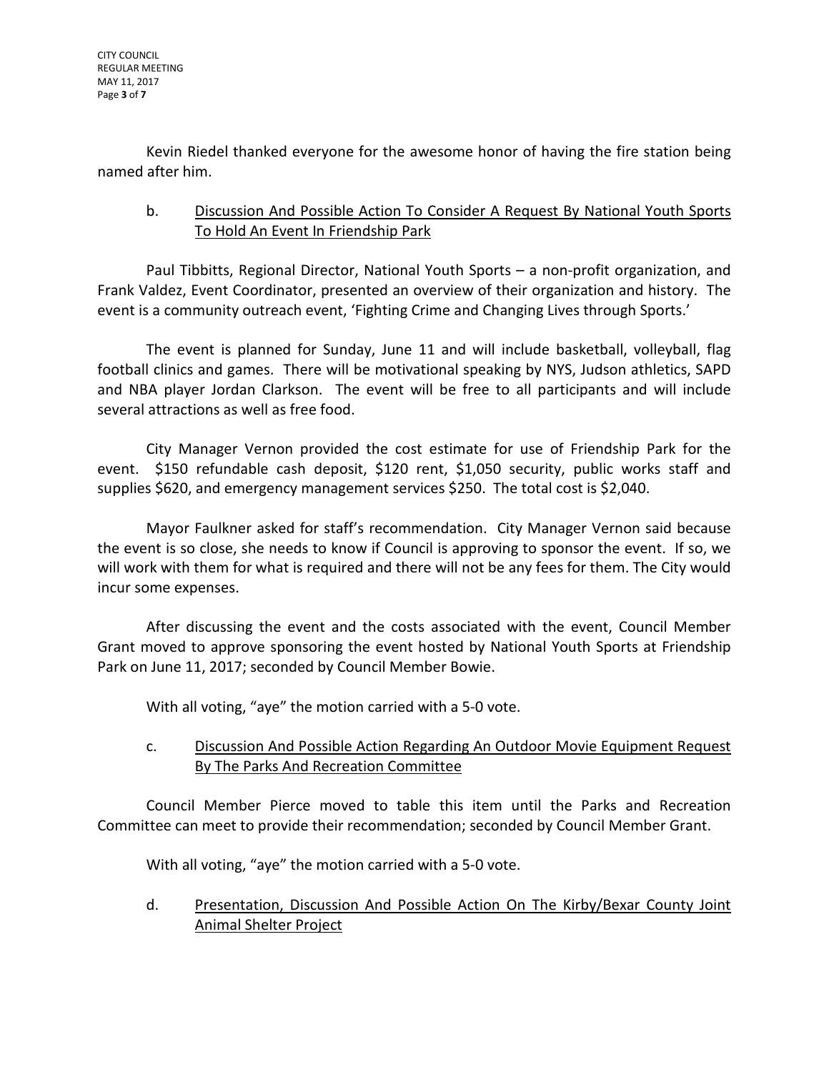Kevin Riedel thanked everyone for the awesome honor of having the fire station being named after him.

b. <u>Discussion And Possible Action To Consider A Request By National Youth Sports To Hold An Event In Friendship Park</u>

Paul Tibbitts, Regional Director, National Youth Sports – a non-profit organization, and Frank Valdez, Event Coordinator, presented an overview of their organization and history. The event is a community outreach event, 'Fighting Crime and Changing Lives through Sports.'

The event is planned for Sunday, June 11 and will include basketball, volleyball, flag football clinics and games. There will be motivational speaking by NYS, Judson athletics, SAPD and NBA player Jordan Clarkson. The event will be free to all participants and will include several attractions as well as free food.

City Manager Vernon provided the cost estimate for use of Friendship Park for the event. $150 refundable cash deposit, $120 rent, $1,050 security, public works staff and supplies $620, and emergency management services $250. The total cost is $2,040.

Mayor Faulkner asked for staff's recommendation. City Manager Vernon said because the event is so close, she needs to know if Council is approving to sponsor the event. If so, we will work with them for what is required and there will not be any fees for them. The City would incur some expenses.

After discussing the event and the costs associated with the event, Council Member Grant moved to approve sponsoring the event hosted by National Youth Sports at Friendship Park on June 11, 2017; seconded by Council Member Bowie.

With all voting, "aye" the motion carried with a 5-0 vote.

c. <u>Discussion And Possible Action Regarding An Outdoor Movie Equipment Request By The Parks And Recreation Committee</u>

Council Member Pierce moved to table this item until the Parks and Recreation Committee can meet to provide their recommendation; seconded by Council Member Grant.

With all voting, "aye" the motion carried with a 5-0 vote.

d. <u>Presentation, Discussion And Possible Action On The Kirby/Bexar County Joint Animal Shelter Project</u>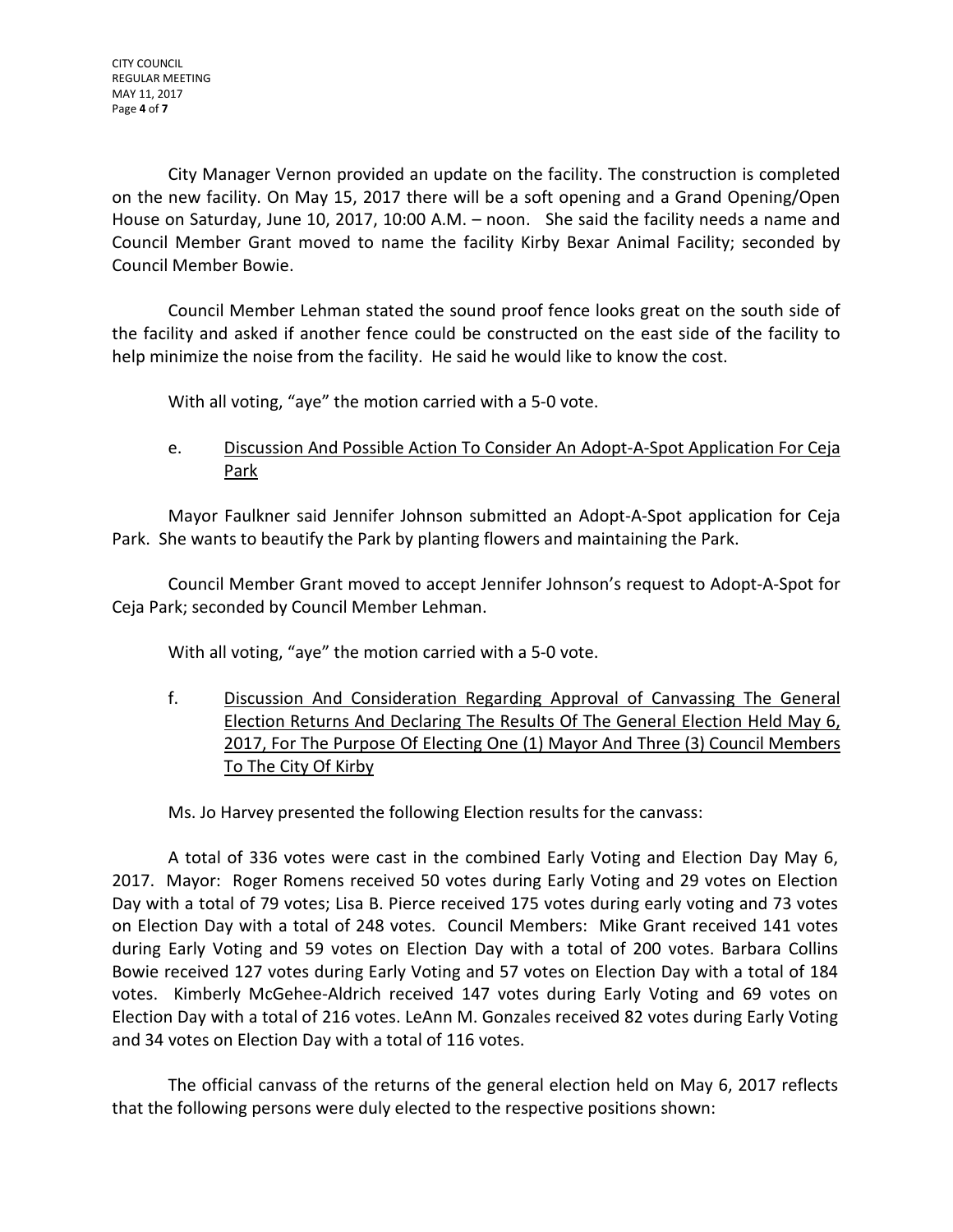City Manager Vernon provided an update on the facility. The construction is completed on the new facility. On May 15, 2017 there will be a soft opening and a Grand Opening/Open House on Saturday, June 10, 2017, 10:00 A.M. – noon. She said the facility needs a name and Council Member Grant moved to name the facility Kirby Bexar Animal Facility; seconded by Council Member Bowie.

Council Member Lehman stated the sound proof fence looks great on the south side of the facility and asked if another fence could be constructed on the east side of the facility to help minimize the noise from the facility. He said he would like to know the cost.

With all voting, "aye" the motion carried with a 5-0 vote.

e. <u>Discussion And Possible Action To Consider An Adopt-A-Spot Application For Ceja Park</u>

Mayor Faulkner said Jennifer Johnson submitted an Adopt-A-Spot application for Ceja Park. She wants to beautify the Park by planting flowers and maintaining the Park.

Council Member Grant moved to accept Jennifer Johnson's request to Adopt-A-Spot for Ceja Park; seconded by Council Member Lehman.

With all voting, "aye" the motion carried with a 5-0 vote.

f. <u>Discussion And Consideration Regarding Approval of Canvassing The General Election Returns And Declaring The Results Of The General Election Held May 6, 2017, For The Purpose Of Electing One (1) Mayor And Three (3) Council Members To The City Of Kirby</u>

Ms. Jo Harvey presented the following Election results for the canvass:

A total of 336 votes were cast in the combined Early Voting and Election Day May 6, 2017. Mayor: Roger Romens received 50 votes during Early Voting and 29 votes on Election Day with a total of 79 votes; Lisa B. Pierce received 175 votes during early voting and 73 votes on Election Day with a total of 248 votes. Council Members: Mike Grant received 141 votes during Early Voting and 59 votes on Election Day with a total of 200 votes. Barbara Collins Bowie received 127 votes during Early Voting and 57 votes on Election Day with a total of 184 votes. Kimberly McGehee-Aldrich received 147 votes during Early Voting and 69 votes on Election Day with a total of 216 votes. LeAnn M. Gonzales received 82 votes during Early Voting and 34 votes on Election Day with a total of 116 votes.

The official canvass of the returns of the general election held on May 6, 2017 reflects that the following persons were duly elected to the respective positions shown: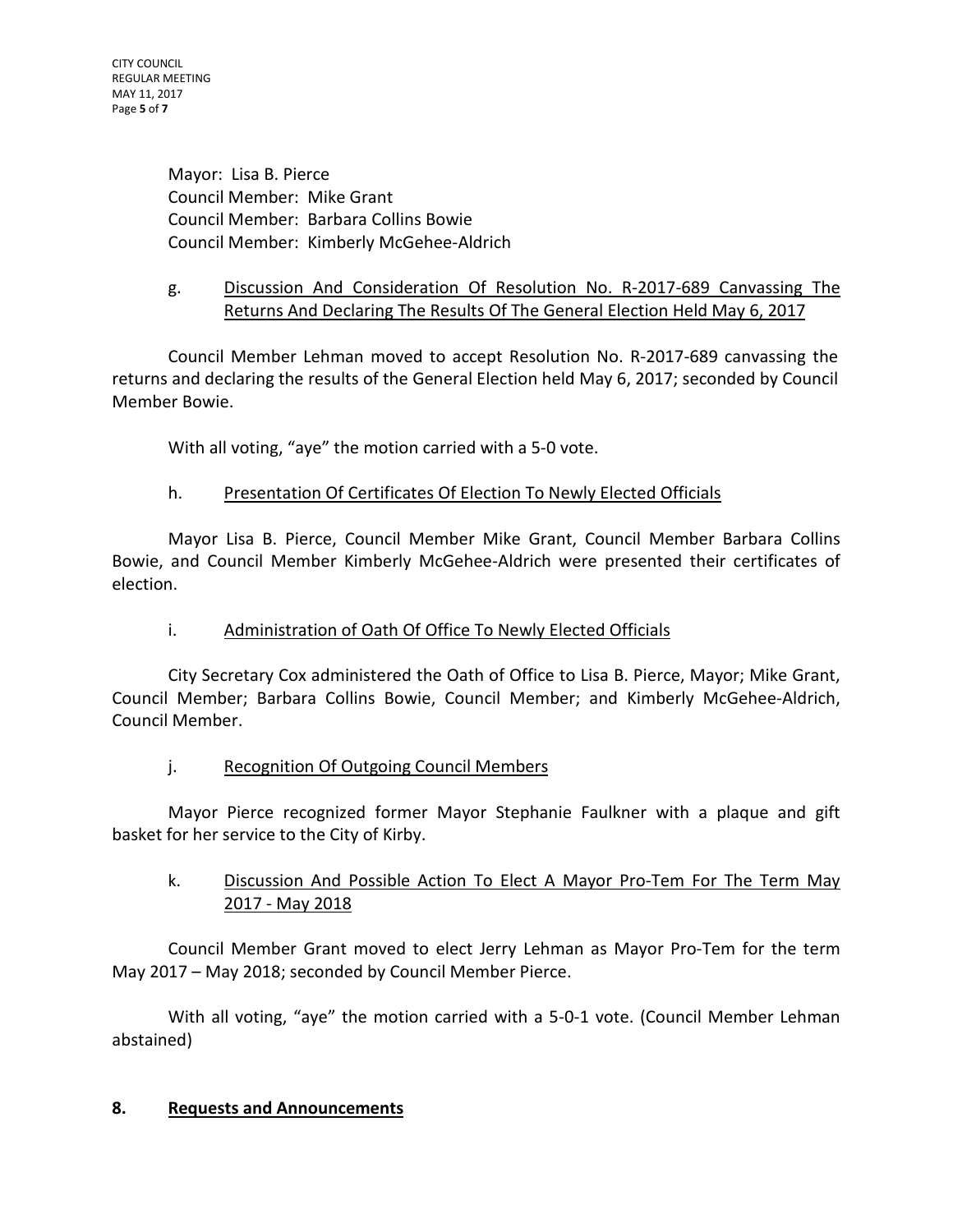Mayor: Lisa B. Pierce
Council Member: Mike Grant
Council Member: Barbara Collins Bowie
Council Member: Kimberly McGehee-Aldrich

g. <u>Discussion And Consideration Of Resolution No. R-2017-689 Canvassing The Returns And Declaring The Results Of The General Election Held May 6, 2017</u>

Council Member Lehman moved to accept Resolution No. R-2017-689 canvassing the returns and declaring the results of the General Election held May 6, 2017; seconded by Council Member Bowie.

With all voting, "aye" the motion carried with a 5-0 vote.

h. <u>Presentation Of Certificates Of Election To Newly Elected Officials</u>

Mayor Lisa B. Pierce, Council Member Mike Grant, Council Member Barbara Collins Bowie, and Council Member Kimberly McGehee-Aldrich were presented their certificates of election.

i. <u>Administration of Oath Of Office To Newly Elected Officials</u>

City Secretary Cox administered the Oath of Office to Lisa B. Pierce, Mayor; Mike Grant, Council Member; Barbara Collins Bowie, Council Member; and Kimberly McGehee-Aldrich, Council Member.

j. <u>Recognition Of Outgoing Council Members</u>

Mayor Pierce recognized former Mayor Stephanie Faulkner with a plaque and gift basket for her service to the City of Kirby.

k. <u>Discussion And Possible Action To Elect A Mayor Pro-Tem For The Term May 2017 - May 2018</u>

Council Member Grant moved to elect Jerry Lehman as Mayor Pro-Tem for the term May 2017 – May 2018; seconded by Council Member Pierce.

With all voting, "aye" the motion carried with a 5-0-1 vote. (Council Member Lehman abstained)

**8. <u>Requests and Announcements</u>**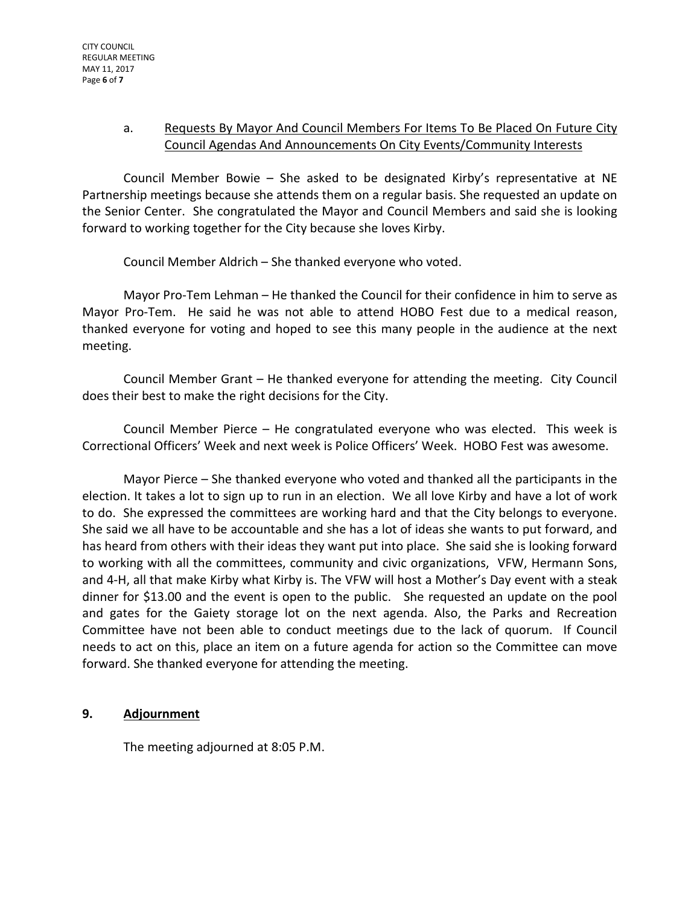a. Requests By Mayor And Council Members For Items To Be Placed On Future City Council Agendas And Announcements On City Events/Community Interests

Council Member Bowie – She asked to be designated Kirby's representative at NE Partnership meetings because she attends them on a regular basis. She requested an update on the Senior Center. She congratulated the Mayor and Council Members and said she is looking forward to working together for the City because she loves Kirby.

Council Member Aldrich – She thanked everyone who voted.

Mayor Pro-Tem Lehman – He thanked the Council for their confidence in him to serve as Mayor Pro-Tem. He said he was not able to attend HOBO Fest due to a medical reason, thanked everyone for voting and hoped to see this many people in the audience at the next meeting.

Council Member Grant – He thanked everyone for attending the meeting. City Council does their best to make the right decisions for the City.

Council Member Pierce – He congratulated everyone who was elected. This week is Correctional Officers' Week and next week is Police Officers' Week. HOBO Fest was awesome.

Mayor Pierce – She thanked everyone who voted and thanked all the participants in the election. It takes a lot to sign up to run in an election. We all love Kirby and have a lot of work to do. She expressed the committees are working hard and that the City belongs to everyone. She said we all have to be accountable and she has a lot of ideas she wants to put forward, and has heard from others with their ideas they want put into place. She said she is looking forward to working with all the committees, community and civic organizations, VFW, Hermann Sons, and 4-H, all that make Kirby what Kirby is. The VFW will host a Mother's Day event with a steak dinner for $13.00 and the event is open to the public. She requested an update on the pool and gates for the Gaiety storage lot on the next agenda. Also, the Parks and Recreation Committee have not been able to conduct meetings due to the lack of quorum. If Council needs to act on this, place an item on a future agenda for action so the Committee can move forward. She thanked everyone for attending the meeting.

## 9. Adjournment

The meeting adjourned at 8:05 P.M.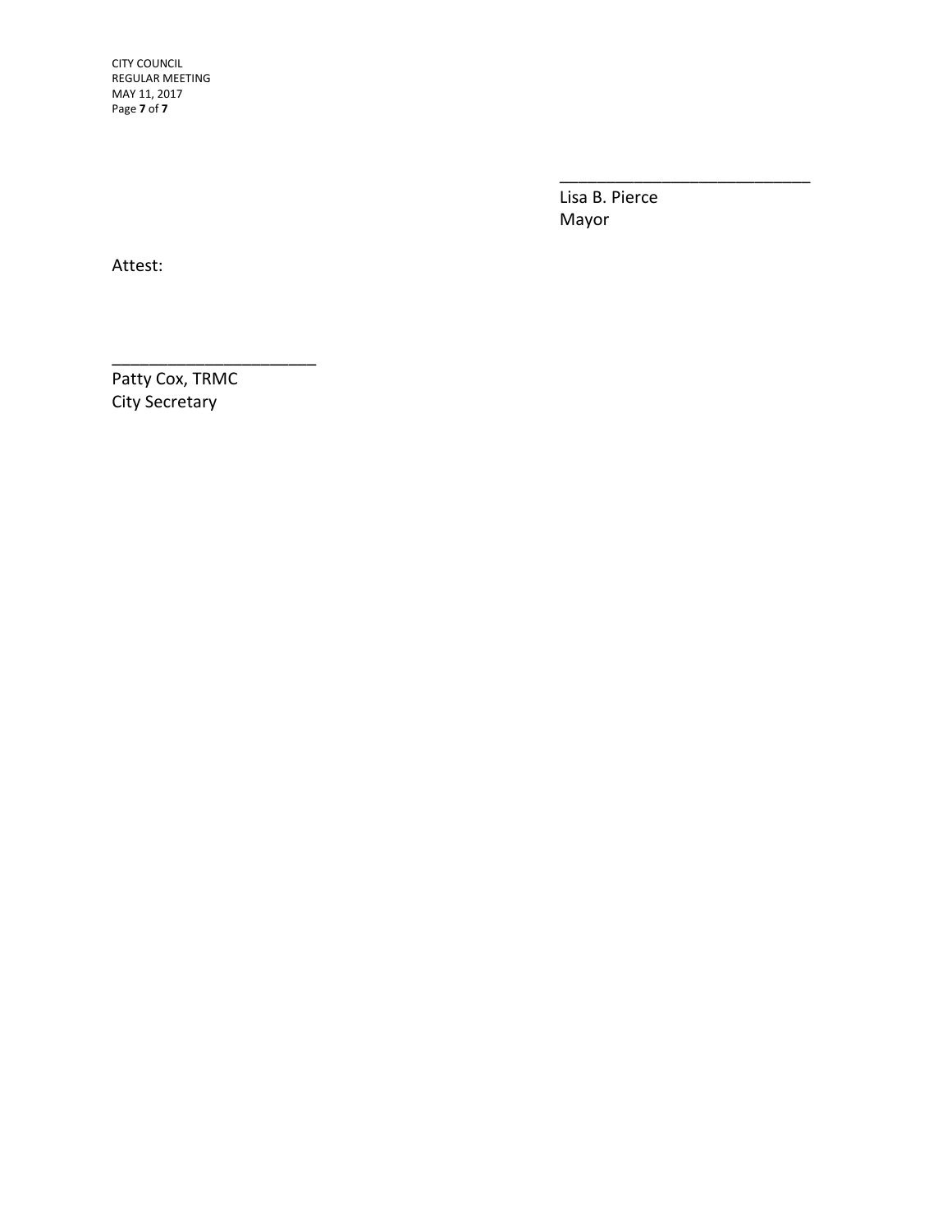\_\_\_\_\_\_\_\_\_\_\_\_\_\_\_\_\_\_\_\_\_\_\_\_\_\_\_\_
Lisa B. Pierce
Mayor

Attest:

\_\_\_\_\_\_\_\_\_\_\_\_\_\_\_\_\_\_\_\_\_\_\_\_
Patty Cox, TRMC
City Secretary